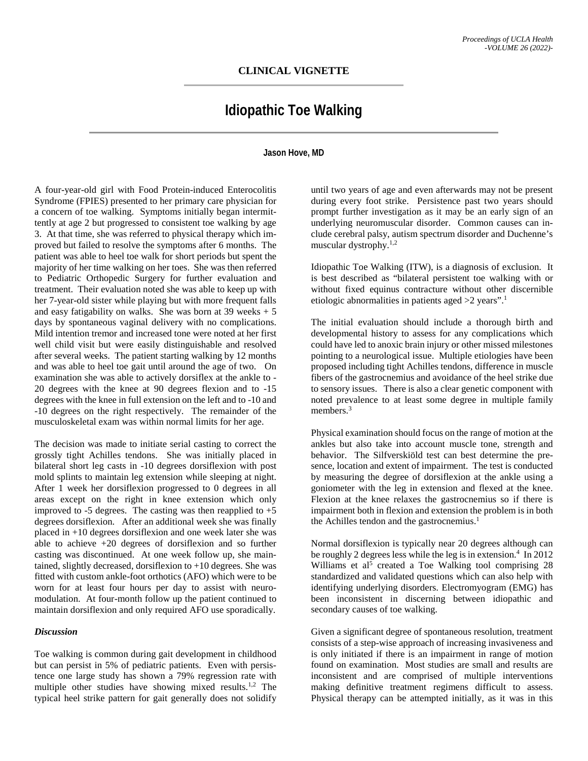CLINICAL VIGNETTE

# Idiopathic Toe Walking

**Jason Hove, MD**

A four-year-old girl with Food Protein-induced Enterocolitis Syndrome (FPIES) presented to her primary care physician for a concern of toe walking. Symptoms initially began intermittently at age 2 but progressed to consistent toe walking by age 3. At that time, she was referred to physical therapy which improved but failed to resolve the symptoms after 6 months. The patient was able to heel toe walk for short periods but spent the majority of her time walking on her toes. She was then referred to Pediatric Orthopedic Surgery for further evaluation and treatment. Their evaluation noted she was able to keep up with her 7-year-old sister while playing but with more frequent falls and easy fatigability on walks. She was born at 39 weeks + 5 days by spontaneous vaginal delivery with no complications. Mild intention tremor and increased tone were noted at her first well child visit but were easily distinguishable and resolved after several weeks. The patient starting walking by 12 months and was able to heel toe gait until around the age of two. On examination she was able to actively dorsiflex at the ankle to -20 degrees with the knee at 90 degrees flexion and to -15 degrees with the knee in full extension on the left and to -10 and -10 degrees on the right respectively. The remainder of the musculoskeletal exam was within normal limits for her age.

The decision was made to initiate serial casting to correct the grossly tight Achilles tendons. She was initially placed in bilateral short leg casts in -10 degrees dorsiflexion with post mold splints to maintain leg extension while sleeping at night. After 1 week her dorsiflexion progressed to 0 degrees in all areas except on the right in knee extension which only improved to -5 degrees. The casting was then reapplied to +5 degrees dorsiflexion. After an additional week she was finally placed in +10 degrees dorsiflexion and one week later she was able to achieve +20 degrees of dorsiflexion and so further casting was discontinued. At one week follow up, she maintained, slightly decreased, dorsiflexion to +10 degrees. She was fitted with custom ankle-foot orthotics (AFO) which were to be worn for at least four hours per day to assist with neuromodulation. At four-month follow up the patient continued to maintain dorsiflexion and only required AFO use sporadically.

## *Discussion*

Toe walking is common during gait development in childhood but can persist in 5% of pediatric patients. Even with persistence one large study has shown a 79% regression rate with multiple other studies have showing mixed results.[1,2] The typical heel strike pattern for gait generally does not solidify until two years of age and even afterwards may not be present during every foot strike. Persistence past two years should prompt further investigation as it may be an early sign of an underlying neuromuscular disorder. Common causes can include cerebral palsy, autism spectrum disorder and Duchenne's muscular dystrophy.[1,2]

Idiopathic Toe Walking (ITW), is a diagnosis of exclusion. It is best described as "bilateral persistent toe walking with or without fixed equinus contracture without other discernible etiologic abnormalities in patients aged >2 years".[1]

The initial evaluation should include a thorough birth and developmental history to assess for any complications which could have led to anoxic brain injury or other missed milestones pointing to a neurological issue. Multiple etiologies have been proposed including tight Achilles tendons, difference in muscle fibers of the gastrocnemius and avoidance of the heel strike due to sensory issues. There is also a clear genetic component with noted prevalence to at least some degree in multiple family members.[3]

Physical examination should focus on the range of motion at the ankles but also take into account muscle tone, strength and behavior. The Silfverskiöld test can best determine the presence, location and extent of impairment. The test is conducted by measuring the degree of dorsiflexion at the ankle using a goniometer with the leg in extension and flexed at the knee. Flexion at the knee relaxes the gastrocnemius so if there is impairment both in flexion and extension the problem is in both the Achilles tendon and the gastrocnemius.[1]

Normal dorsiflexion is typically near 20 degrees although can be roughly 2 degrees less while the leg is in extension.[4] In 2012 Williams et al[5] created a Toe Walking tool comprising 28 standardized and validated questions which can also help with identifying underlying disorders. Electromyogram (EMG) has been inconsistent in discerning between idiopathic and secondary causes of toe walking.

Given a significant degree of spontaneous resolution, treatment consists of a step-wise approach of increasing invasiveness and is only initiated if there is an impairment in range of motion found on examination. Most studies are small and results are inconsistent and are comprised of multiple interventions making definitive treatment regimens difficult to assess. Physical therapy can be attempted initially, as it was in this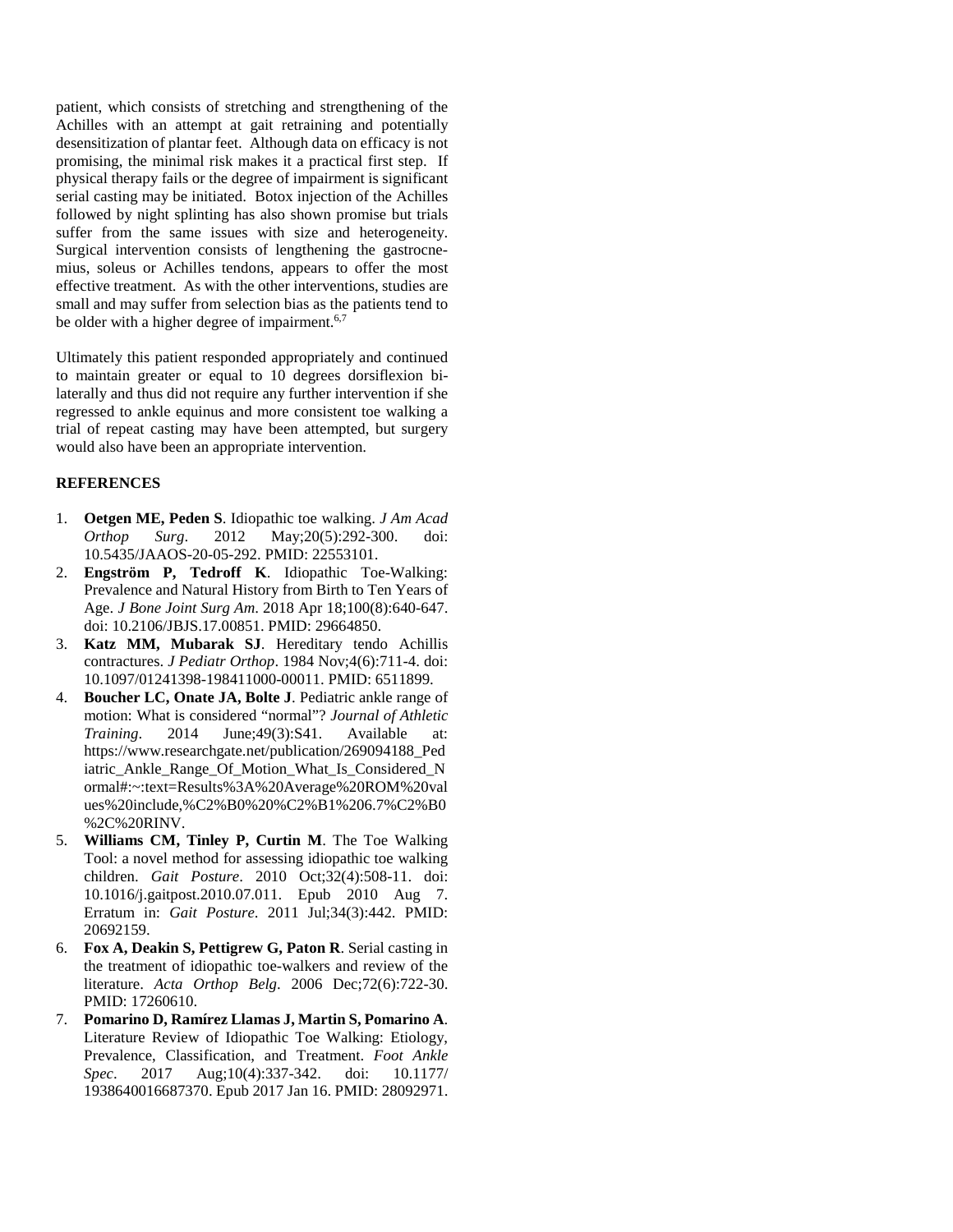patient, which consists of stretching and strengthening of the Achilles with an attempt at gait retraining and potentially desensitization of plantar feet. Although data on efficacy is not promising, the minimal risk makes it a practical first step. If physical therapy fails or the degree of impairment is significant serial casting may be initiated. Botox injection of the Achilles followed by night splinting has also shown promise but trials suffer from the same issues with size and heterogeneity. Surgical intervention consists of lengthening the gastrocnemius, soleus or Achilles tendons, appears to offer the most effective treatment. As with the other interventions, studies are small and may suffer from selection bias as the patients tend to be older with a higher degree of impairment.[6,7]

Ultimately this patient responded appropriately and continued to maintain greater or equal to 10 degrees dorsiflexion bilaterally and thus did not require any further intervention if she regressed to ankle equinus and more consistent toe walking a trial of repeat casting may have been attempted, but surgery would also have been an appropriate intervention.

## REFERENCES

1. **Oetgen ME, Peden S**. Idiopathic toe walking. *J Am Acad Orthop Surg*. 2012 May;20(5):292-300. doi: 10.5435/JAAOS-20-05-292. PMID: 22553101.
2. **Engström P, Tedroff K**. Idiopathic Toe-Walking: Prevalence and Natural History from Birth to Ten Years of Age. *J Bone Joint Surg Am*. 2018 Apr 18;100(8):640-647. doi: 10.2106/JBJS.17.00851. PMID: 29664850.
3. **Katz MM, Mubarak SJ**. Hereditary tendo Achillis contractures. *J Pediatr Orthop*. 1984 Nov;4(6):711-4. doi: 10.1097/01241398-198411000-00011. PMID: 6511899.
4. **Boucher LC, Onate JA, Bolte J**. Pediatric ankle range of motion: What is considered "normal"? *Journal of Athletic Training*. 2014 June;49(3):S41. Available at: https://www.researchgate.net/publication/269094188_Pediatric_Ankle_Range_Of_Motion_What_Is_Considered_Normal#:~:text=Results%3A%20Average%20ROM%20values%20include,%C2%B0%20%C2%B1%206.7%C2%B0%2C%20RINV.
5. **Williams CM, Tinley P, Curtin M**. The Toe Walking Tool: a novel method for assessing idiopathic toe walking children. *Gait Posture*. 2010 Oct;32(4):508-11. doi: 10.1016/j.gaitpost.2010.07.011. Epub 2010 Aug 7. Erratum in: *Gait Posture*. 2011 Jul;34(3):442. PMID: 20692159.
6. **Fox A, Deakin S, Pettigrew G, Paton R**. Serial casting in the treatment of idiopathic toe-walkers and review of the literature. *Acta Orthop Belg*. 2006 Dec;72(6):722-30. PMID: 17260610.
7. **Pomarino D, Ramírez Llamas J, Martin S, Pomarino A**. Literature Review of Idiopathic Toe Walking: Etiology, Prevalence, Classification, and Treatment. *Foot Ankle Spec*. 2017 Aug;10(4):337-342. doi: 10.1177/1938640016687370. Epub 2017 Jan 16. PMID: 28092971.